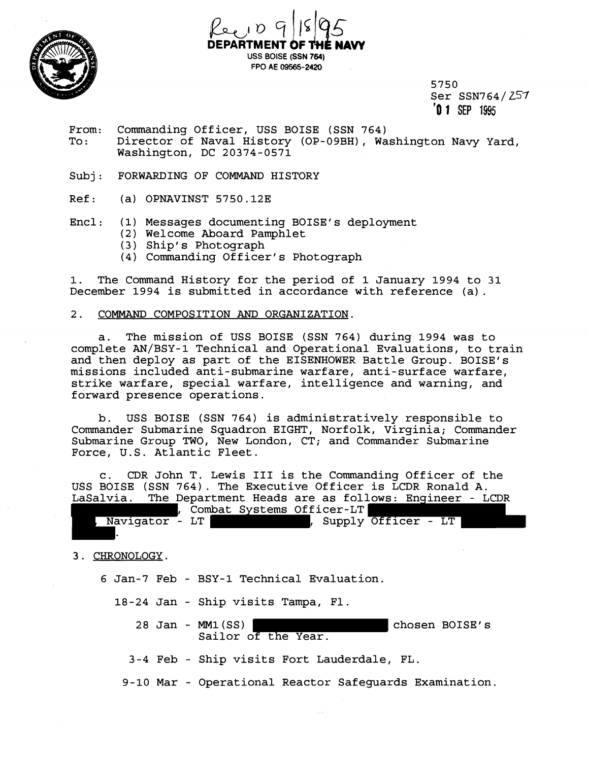Rec'D 9/18/95

**DEPARTMENT OF THE NAVY**
USS BOISE (SSN 764)
FPO AE 09565-2420

5750
Ser SSN764/257
01 SEP 1995

From: Commanding Officer, USS BOISE (SSN 764)
To: Director of Naval History (OP-09BH), Washington Navy Yard, Washington, DC 20374-0571

Subj: FORWARDING OF COMMAND HISTORY

Ref: (a) OPNAVINST 5750.12E

Encl: (1) Messages documenting BOISE's deployment
(2) Welcome Aboard Pamphlet
(3) Ship's Photograph
(4) Commanding Officer's Photograph

1. The Command History for the period of 1 January 1994 to 31 December 1994 is submitted in accordance with reference (a).

2. COMMAND COMPOSITION AND ORGANIZATION.

a. The mission of USS BOISE (SSN 764) during 1994 was to complete AN/BSY-1 Technical and Operational Evaluations, to train and then deploy as part of the EISENHOWER Battle Group. BOISE's missions included anti-submarine warfare, anti-surface warfare, strike warfare, special warfare, intelligence and warning, and forward presence operations.

b. USS BOISE (SSN 764) is administratively responsible to Commander Submarine Squadron EIGHT, Norfolk, Virginia; Commander Submarine Group TWO, New London, CT; and Commander Submarine Force, U.S. Atlantic Fleet.

c. CDR John T. Lewis III is the Commanding Officer of the USS BOISE (SSN 764). The Executive Officer is LCDR Ronald A. LaSalvia. The Department Heads are as follows: Engineer - LCDR [REDACTED], Combat Systems Officer-LT [REDACTED], Navigator - LT [REDACTED], Supply Officer - LT [REDACTED].

3. CHRONOLOGY.

6 Jan-7 Feb - BSY-1 Technical Evaluation.

18-24 Jan - Ship visits Tampa, Fl.

28 Jan - MM1(SS) [REDACTED] chosen BOISE's Sailor of the Year.

3-4 Feb - Ship visits Fort Lauderdale, FL.

9-10 Mar - Operational Reactor Safeguards Examination.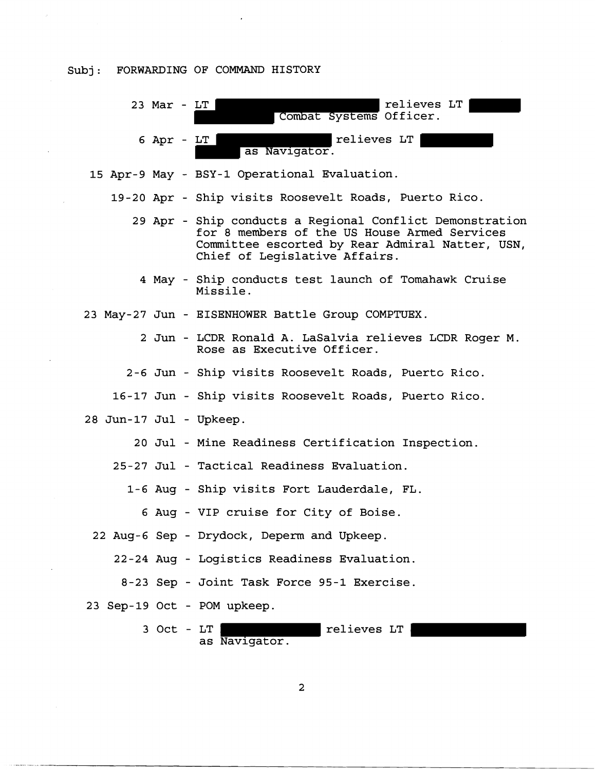Subj: FORWARDING OF COMMAND HISTORY

23 Mar - LT ████████████ relieves LT ████ ████████ Combat Systems Officer.

6 Apr - LT ████████ relieves LT ████████ ████ as Navigator.

15 Apr-9 May - BSY-1 Operational Evaluation.

19-20 Apr - Ship visits Roosevelt Roads, Puerto Rico.

29 Apr - Ship conducts a Regional Conflict Demonstration for 8 members of the US House Armed Services Committee escorted by Rear Admiral Natter, USN, Chief of Legislative Affairs.

4 May - Ship conducts test launch of Tomahawk Cruise Missile.

23 May-27 Jun - EISENHOWER Battle Group COMPTUEX.

2 Jun - LCDR Ronald A. LaSalvia relieves LCDR Roger M. Rose as Executive Officer.

2-6 Jun - Ship visits Roosevelt Roads, Puerto Rico.

16-17 Jun - Ship visits Roosevelt Roads, Puerto Rico.

28 Jun-17 Jul - Upkeep.

20 Jul - Mine Readiness Certification Inspection.

25-27 Jul - Tactical Readiness Evaluation.

1-6 Aug - Ship visits Fort Lauderdale, FL.

6 Aug - VIP cruise for City of Boise.

22 Aug-6 Sep - Drydock, Deperm and Upkeep.

22-24 Aug - Logistics Readiness Evaluation.

8-23 Sep - Joint Task Force 95-1 Exercise.

23 Sep-19 Oct - POM upkeep.

3 Oct - LT ████████ relieves LT ████████████ as Navigator.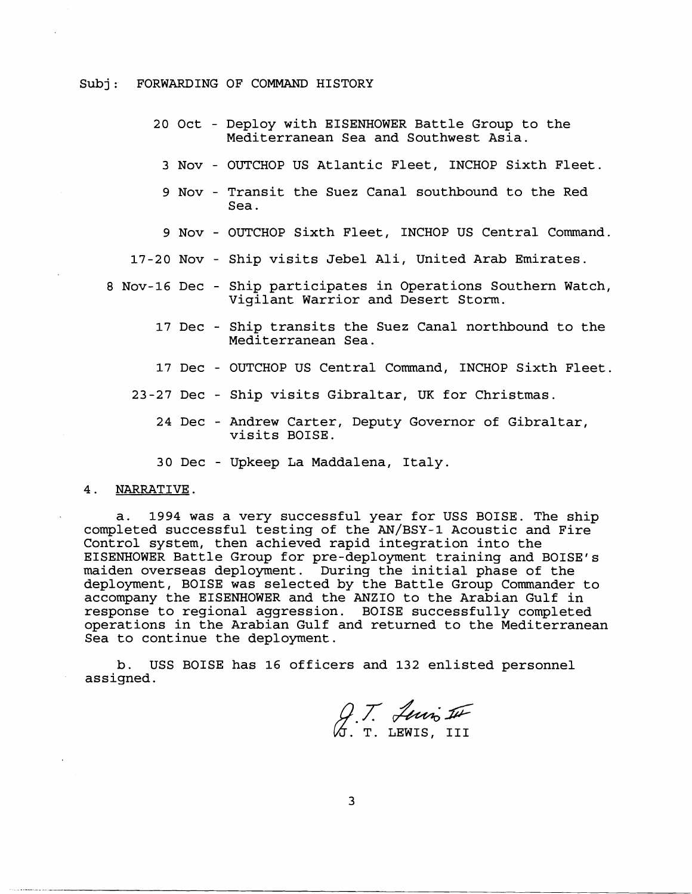Subj: FORWARDING OF COMMAND HISTORY

- 20 Oct - Deploy with EISENHOWER Battle Group to the Mediterranean Sea and Southwest Asia.
- 3 Nov - OUTCHOP US Atlantic Fleet, INCHOP Sixth Fleet.
- 9 Nov - Transit the Suez Canal southbound to the Red Sea.
- 9 Nov - OUTCHOP Sixth Fleet, INCHOP US Central Command.
- 17-20 Nov - Ship visits Jebel Ali, United Arab Emirates.
- 8 Nov-16 Dec - Ship participates in Operations Southern Watch, Vigilant Warrior and Desert Storm.
- 17 Dec - Ship transits the Suez Canal northbound to the Mediterranean Sea.
- 17 Dec - OUTCHOP US Central Command, INCHOP Sixth Fleet.
- 23-27 Dec - Ship visits Gibraltar, UK for Christmas.
- 24 Dec - Andrew Carter, Deputy Governor of Gibraltar, visits BOISE.
- 30 Dec - Upkeep La Maddalena, Italy.

4. NARRATIVE.

a. 1994 was a very successful year for USS BOISE. The ship completed successful testing of the AN/BSY-1 Acoustic and Fire Control system, then achieved rapid integration into the EISENHOWER Battle Group for pre-deployment training and BOISE's maiden overseas deployment. During the initial phase of the deployment, BOISE was selected by the Battle Group Commander to accompany the EISENHOWER and the ANZIO to the Arabian Gulf in response to regional aggression. BOISE successfully completed operations in the Arabian Gulf and returned to the Mediterranean Sea to continue the deployment.

b. USS BOISE has 16 officers and 132 enlisted personnel assigned.

J. T. LEWIS, III